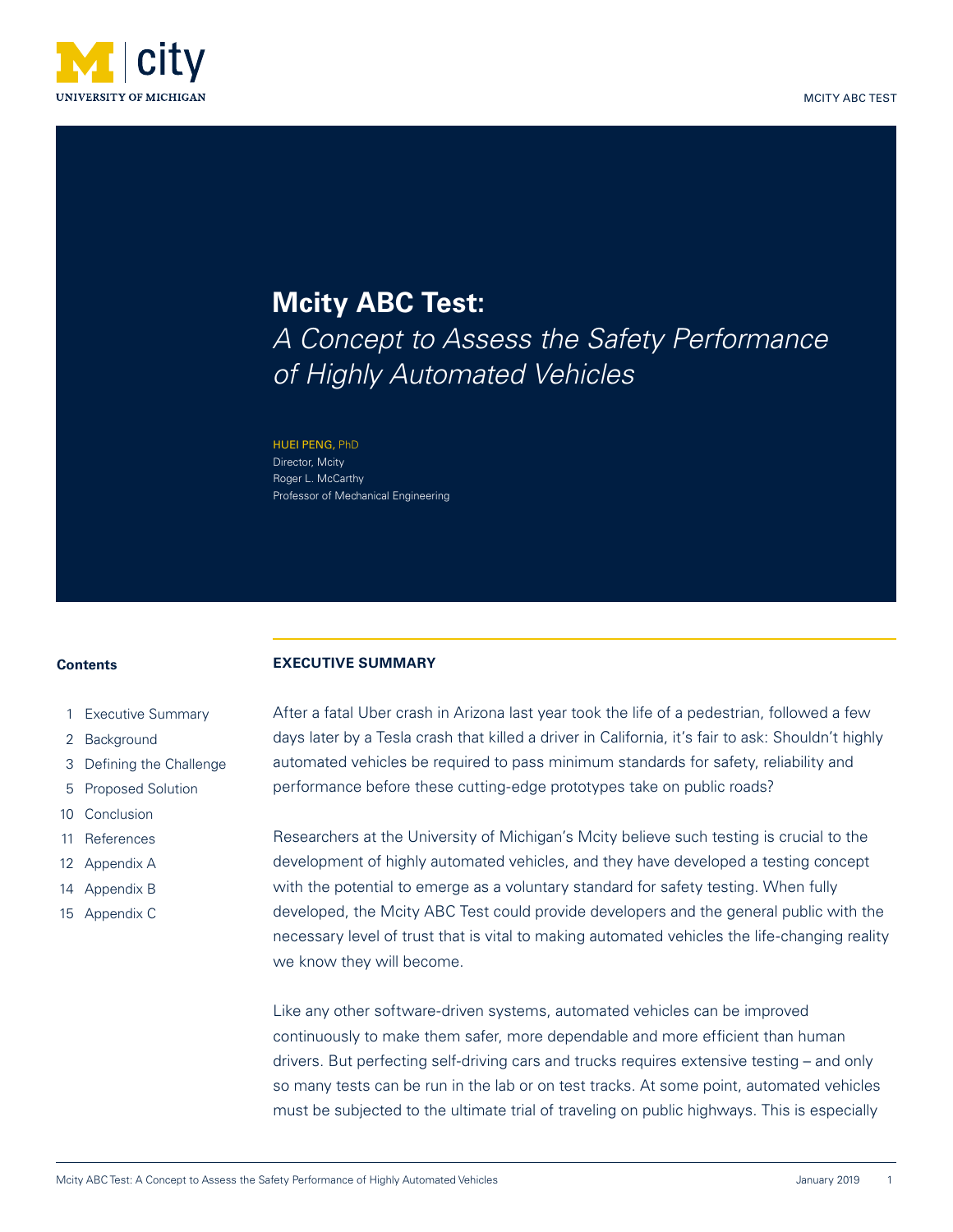# Mcity ABC Test:

## *A Concept to Assess the Safety Performance of Highly Automated Vehicles*

HUEI PENG, PhD
Director, Mcity
Roger L. McCarthy
Professor of Mechanical Engineering

**Contents**

1 Executive Summary
2 Background
3 Defining the Challenge
5 Proposed Solution
10 Conclusion
11 References
12 Appendix A
14 Appendix B
15 Appendix C

## EXECUTIVE SUMMARY

After a fatal Uber crash in Arizona last year took the life of a pedestrian, followed a few days later by a Tesla crash that killed a driver in California, it's fair to ask: Shouldn't highly automated vehicles be required to pass minimum standards for safety, reliability and performance before these cutting-edge prototypes take on public roads?

Researchers at the University of Michigan's Mcity believe such testing is crucial to the development of highly automated vehicles, and they have developed a testing concept with the potential to emerge as a voluntary standard for safety testing. When fully developed, the Mcity ABC Test could provide developers and the general public with the necessary level of trust that is vital to making automated vehicles the life-changing reality we know they will become.

Like any other software-driven systems, automated vehicles can be improved continuously to make them safer, more dependable and more efficient than human drivers. But perfecting self-driving cars and trucks requires extensive testing – and only so many tests can be run in the lab or on test tracks. At some point, automated vehicles must be subjected to the ultimate trial of traveling on public highways. This is especially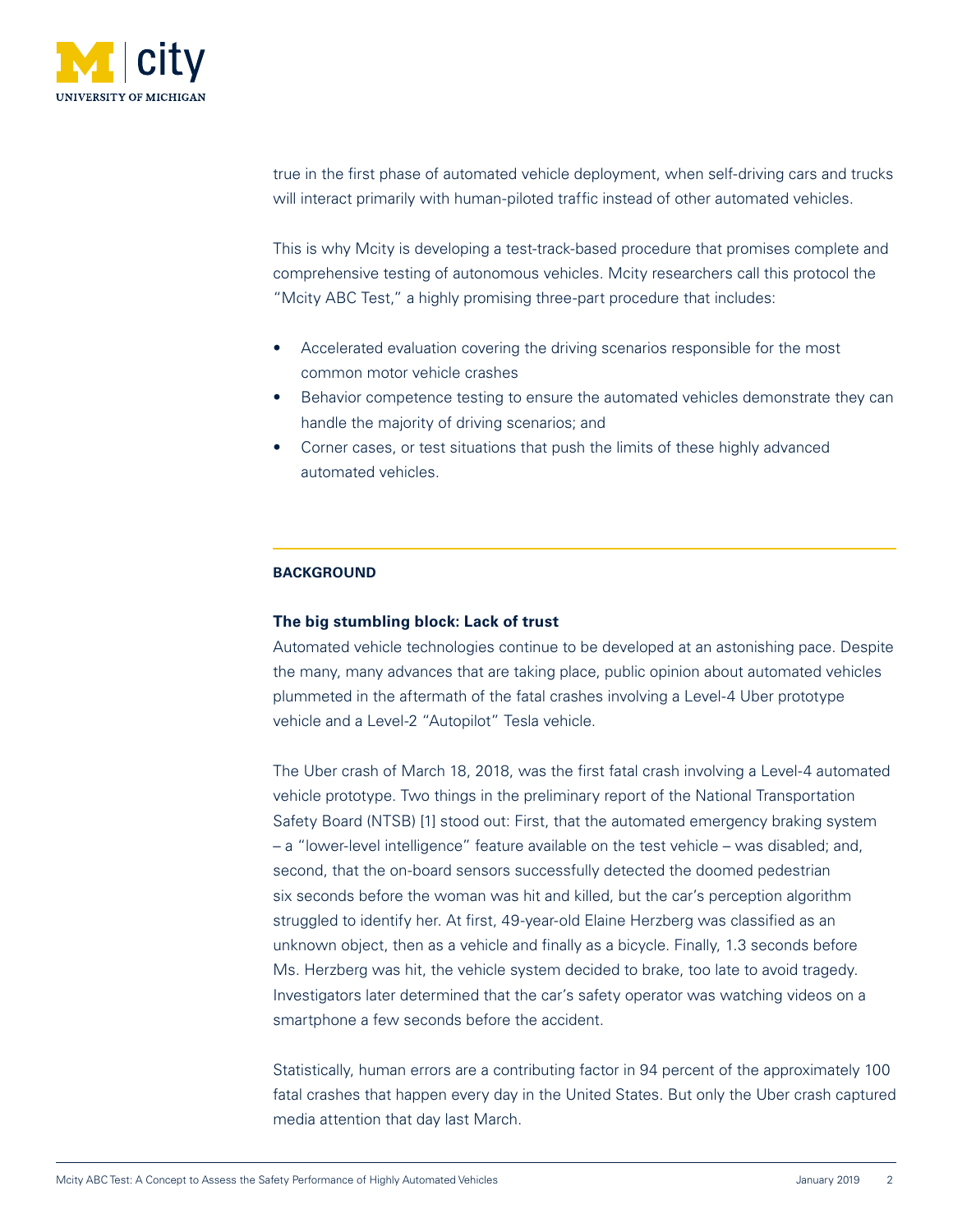true in the first phase of automated vehicle deployment, when self-driving cars and trucks will interact primarily with human-piloted traffic instead of other automated vehicles.

This is why Mcity is developing a test-track-based procedure that promises complete and comprehensive testing of autonomous vehicles. Mcity researchers call this protocol the "Mcity ABC Test," a highly promising three-part procedure that includes:

- Accelerated evaluation covering the driving scenarios responsible for the most common motor vehicle crashes
- Behavior competence testing to ensure the automated vehicles demonstrate they can handle the majority of driving scenarios; and
- Corner cases, or test situations that push the limits of these highly advanced automated vehicles.

## BACKGROUND

### The big stumbling block: Lack of trust

Automated vehicle technologies continue to be developed at an astonishing pace. Despite the many, many advances that are taking place, public opinion about automated vehicles plummeted in the aftermath of the fatal crashes involving a Level-4 Uber prototype vehicle and a Level-2 "Autopilot" Tesla vehicle.

The Uber crash of March 18, 2018, was the first fatal crash involving a Level-4 automated vehicle prototype. Two things in the preliminary report of the National Transportation Safety Board (NTSB) [1] stood out: First, that the automated emergency braking system – a "lower-level intelligence" feature available on the test vehicle – was disabled; and, second, that the on-board sensors successfully detected the doomed pedestrian six seconds before the woman was hit and killed, but the car's perception algorithm struggled to identify her. At first, 49-year-old Elaine Herzberg was classified as an unknown object, then as a vehicle and finally as a bicycle. Finally, 1.3 seconds before Ms. Herzberg was hit, the vehicle system decided to brake, too late to avoid tragedy. Investigators later determined that the car's safety operator was watching videos on a smartphone a few seconds before the accident.

Statistically, human errors are a contributing factor in 94 percent of the approximately 100 fatal crashes that happen every day in the United States. But only the Uber crash captured media attention that day last March.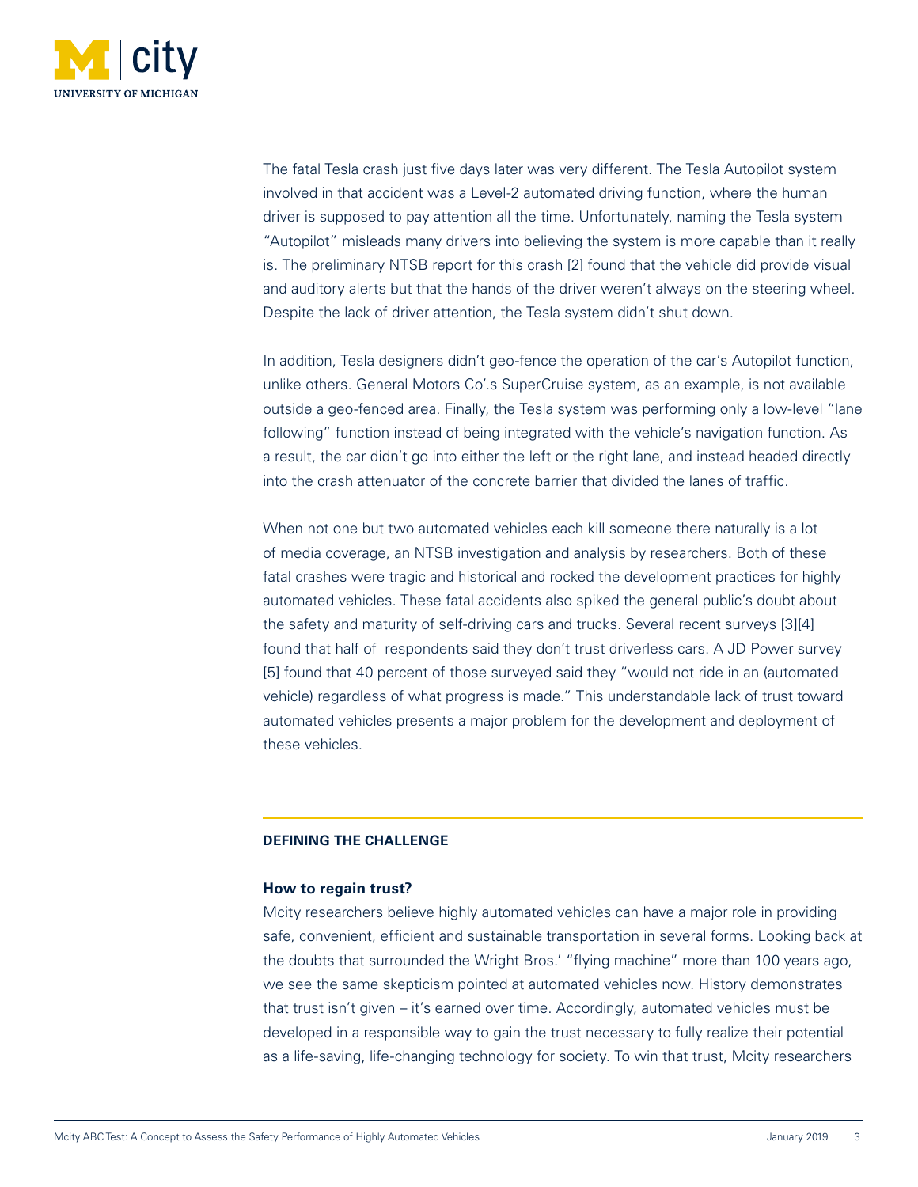The fatal Tesla crash just five days later was very different. The Tesla Autopilot system involved in that accident was a Level-2 automated driving function, where the human driver is supposed to pay attention all the time. Unfortunately, naming the Tesla system "Autopilot" misleads many drivers into believing the system is more capable than it really is. The preliminary NTSB report for this crash [2] found that the vehicle did provide visual and auditory alerts but that the hands of the driver weren't always on the steering wheel. Despite the lack of driver attention, the Tesla system didn't shut down.

In addition, Tesla designers didn't geo-fence the operation of the car's Autopilot function, unlike others. General Motors Co'.s SuperCruise system, as an example, is not available outside a geo-fenced area. Finally, the Tesla system was performing only a low-level "lane following" function instead of being integrated with the vehicle's navigation function. As a result, the car didn't go into either the left or the right lane, and instead headed directly into the crash attenuator of the concrete barrier that divided the lanes of traffic.

When not one but two automated vehicles each kill someone there naturally is a lot of media coverage, an NTSB investigation and analysis by researchers. Both of these fatal crashes were tragic and historical and rocked the development practices for highly automated vehicles. These fatal accidents also spiked the general public's doubt about the safety and maturity of self-driving cars and trucks. Several recent surveys [3][4] found that half of respondents said they don't trust driverless cars. A JD Power survey [5] found that 40 percent of those surveyed said they "would not ride in an (automated vehicle) regardless of what progress is made." This understandable lack of trust toward automated vehicles presents a major problem for the development and deployment of these vehicles.

## DEFINING THE CHALLENGE

### How to regain trust?

Mcity researchers believe highly automated vehicles can have a major role in providing safe, convenient, efficient and sustainable transportation in several forms. Looking back at the doubts that surrounded the Wright Bros.' "flying machine" more than 100 years ago, we see the same skepticism pointed at automated vehicles now. History demonstrates that trust isn't given – it's earned over time. Accordingly, automated vehicles must be developed in a responsible way to gain the trust necessary to fully realize their potential as a life-saving, life-changing technology for society. To win that trust, Mcity researchers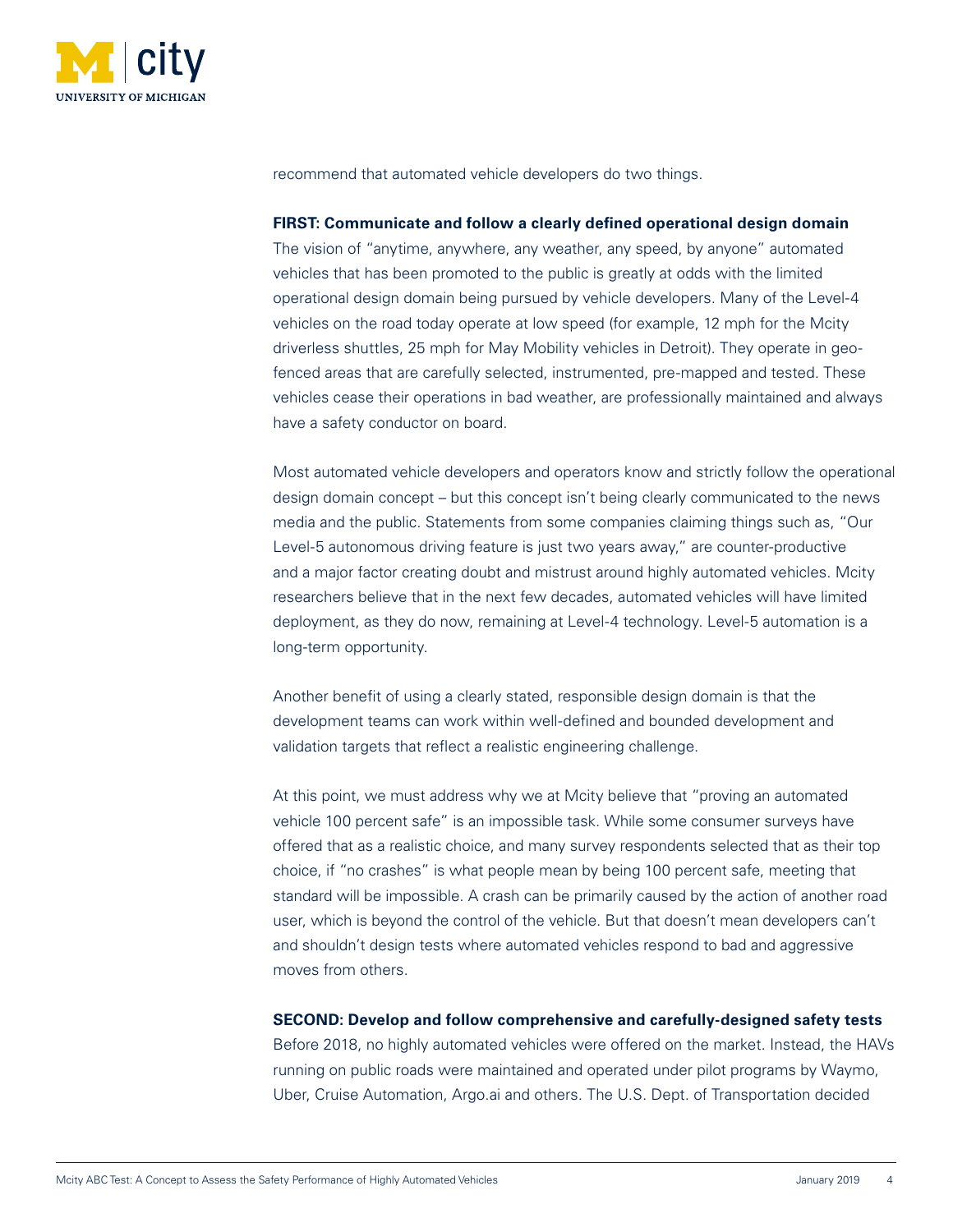recommend that automated vehicle developers do two things.

**FIRST: Communicate and follow a clearly defined operational design domain**

The vision of "anytime, anywhere, any weather, any speed, by anyone" automated vehicles that has been promoted to the public is greatly at odds with the limited operational design domain being pursued by vehicle developers. Many of the Level-4 vehicles on the road today operate at low speed (for example, 12 mph for the Mcity driverless shuttles, 25 mph for May Mobility vehicles in Detroit). They operate in geo-fenced areas that are carefully selected, instrumented, pre-mapped and tested. These vehicles cease their operations in bad weather, are professionally maintained and always have a safety conductor on board.

Most automated vehicle developers and operators know and strictly follow the operational design domain concept – but this concept isn't being clearly communicated to the news media and the public. Statements from some companies claiming things such as, "Our Level-5 autonomous driving feature is just two years away," are counter-productive and a major factor creating doubt and mistrust around highly automated vehicles. Mcity researchers believe that in the next few decades, automated vehicles will have limited deployment, as they do now, remaining at Level-4 technology. Level-5 automation is a long-term opportunity.

Another benefit of using a clearly stated, responsible design domain is that the development teams can work within well-defined and bounded development and validation targets that reflect a realistic engineering challenge.

At this point, we must address why we at Mcity believe that "proving an automated vehicle 100 percent safe" is an impossible task. While some consumer surveys have offered that as a realistic choice, and many survey respondents selected that as their top choice, if "no crashes" is what people mean by being 100 percent safe, meeting that standard will be impossible. A crash can be primarily caused by the action of another road user, which is beyond the control of the vehicle. But that doesn't mean developers can't and shouldn't design tests where automated vehicles respond to bad and aggressive moves from others.

**SECOND: Develop and follow comprehensive and carefully-designed safety tests**

Before 2018, no highly automated vehicles were offered on the market. Instead, the HAVs running on public roads were maintained and operated under pilot programs by Waymo, Uber, Cruise Automation, Argo.ai and others. The U.S. Dept. of Transportation decided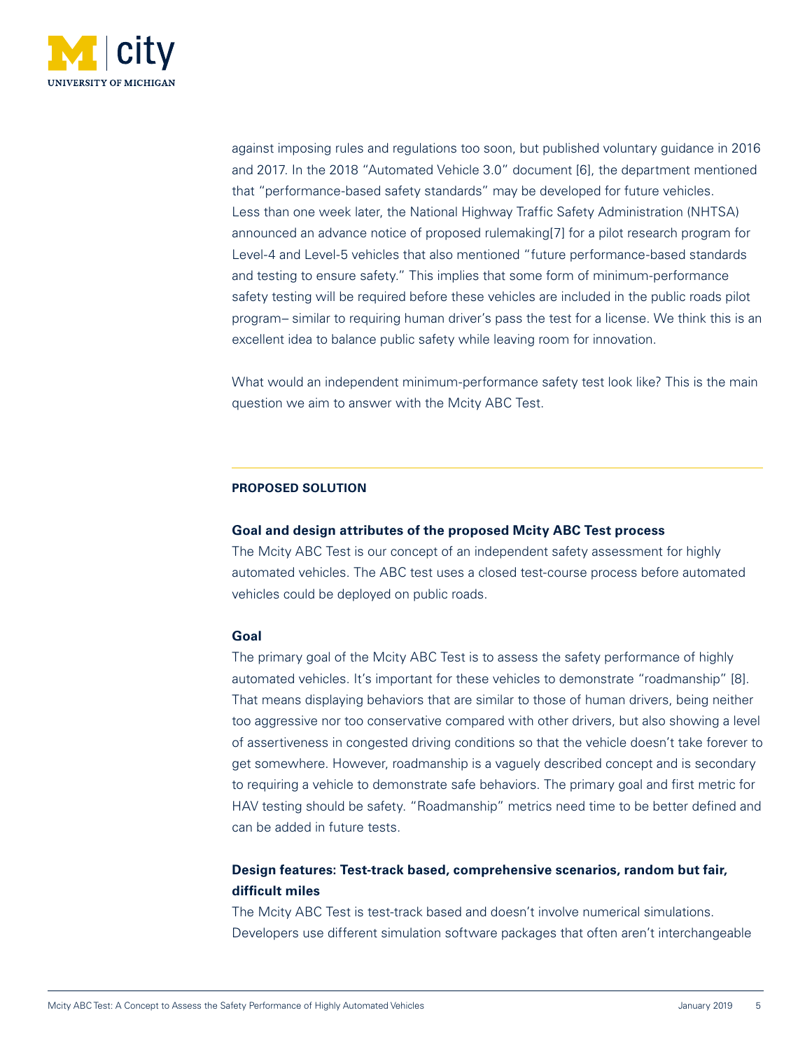against imposing rules and regulations too soon, but published voluntary guidance in 2016 and 2017. In the 2018 "Automated Vehicle 3.0" document [6], the department mentioned that "performance-based safety standards" may be developed for future vehicles. Less than one week later, the National Highway Traffic Safety Administration (NHTSA) announced an advance notice of proposed rulemaking[7] for a pilot research program for Level-4 and Level-5 vehicles that also mentioned "future performance-based standards and testing to ensure safety." This implies that some form of minimum-performance safety testing will be required before these vehicles are included in the public roads pilot program– similar to requiring human driver's pass the test for a license. We think this is an excellent idea to balance public safety while leaving room for innovation.

What would an independent minimum-performance safety test look like? This is the main question we aim to answer with the Mcity ABC Test.

## PROPOSED SOLUTION

### Goal and design attributes of the proposed Mcity ABC Test process

The Mcity ABC Test is our concept of an independent safety assessment for highly automated vehicles. The ABC test uses a closed test-course process before automated vehicles could be deployed on public roads.

### Goal

The primary goal of the Mcity ABC Test is to assess the safety performance of highly automated vehicles. It's important for these vehicles to demonstrate "roadmanship" [8]. That means displaying behaviors that are similar to those of human drivers, being neither too aggressive nor too conservative compared with other drivers, but also showing a level of assertiveness in congested driving conditions so that the vehicle doesn't take forever to get somewhere. However, roadmanship is a vaguely described concept and is secondary to requiring a vehicle to demonstrate safe behaviors. The primary goal and first metric for HAV testing should be safety. "Roadmanship" metrics need time to be better defined and can be added in future tests.

### Design features: Test-track based, comprehensive scenarios, random but fair, difficult miles

The Mcity ABC Test is test-track based and doesn't involve numerical simulations. Developers use different simulation software packages that often aren't interchangeable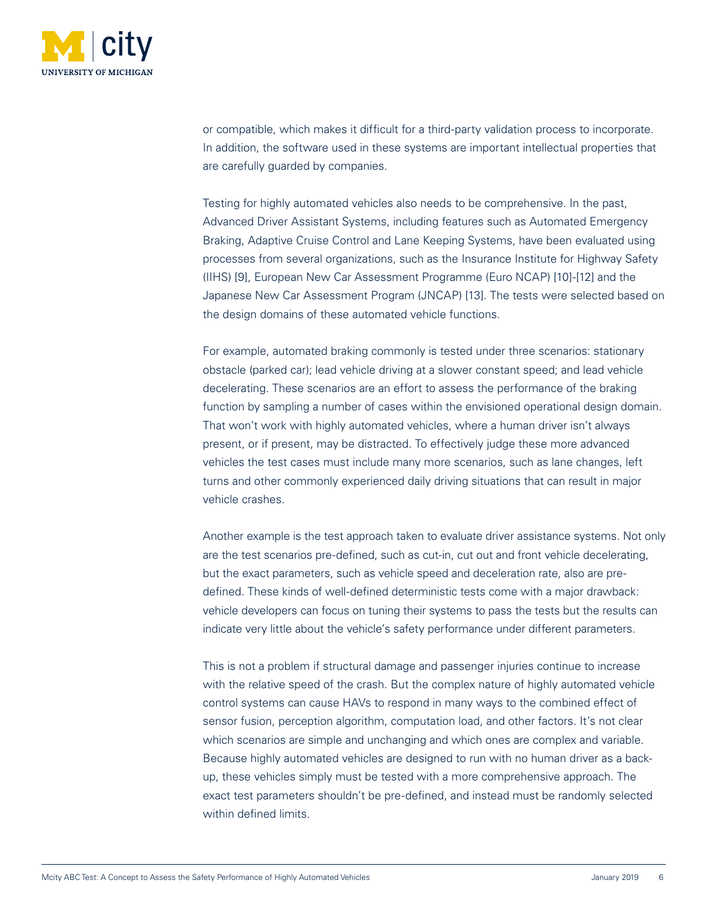or compatible, which makes it difficult for a third-party validation process to incorporate. In addition, the software used in these systems are important intellectual properties that are carefully guarded by companies.

Testing for highly automated vehicles also needs to be comprehensive. In the past, Advanced Driver Assistant Systems, including features such as Automated Emergency Braking, Adaptive Cruise Control and Lane Keeping Systems, have been evaluated using processes from several organizations, such as the Insurance Institute for Highway Safety (IIHS) [9], European New Car Assessment Programme (Euro NCAP) [10]-[12] and the Japanese New Car Assessment Program (JNCAP) [13]. The tests were selected based on the design domains of these automated vehicle functions.

For example, automated braking commonly is tested under three scenarios: stationary obstacle (parked car); lead vehicle driving at a slower constant speed; and lead vehicle decelerating. These scenarios are an effort to assess the performance of the braking function by sampling a number of cases within the envisioned operational design domain. That won't work with highly automated vehicles, where a human driver isn't always present, or if present, may be distracted. To effectively judge these more advanced vehicles the test cases must include many more scenarios, such as lane changes, left turns and other commonly experienced daily driving situations that can result in major vehicle crashes.

Another example is the test approach taken to evaluate driver assistance systems. Not only are the test scenarios pre-defined, such as cut-in, cut out and front vehicle decelerating, but the exact parameters, such as vehicle speed and deceleration rate, also are pre-defined. These kinds of well-defined deterministic tests come with a major drawback: vehicle developers can focus on tuning their systems to pass the tests but the results can indicate very little about the vehicle's safety performance under different parameters.

This is not a problem if structural damage and passenger injuries continue to increase with the relative speed of the crash. But the complex nature of highly automated vehicle control systems can cause HAVs to respond in many ways to the combined effect of sensor fusion, perception algorithm, computation load, and other factors. It's not clear which scenarios are simple and unchanging and which ones are complex and variable. Because highly automated vehicles are designed to run with no human driver as a back-up, these vehicles simply must be tested with a more comprehensive approach. The exact test parameters shouldn't be pre-defined, and instead must be randomly selected within defined limits.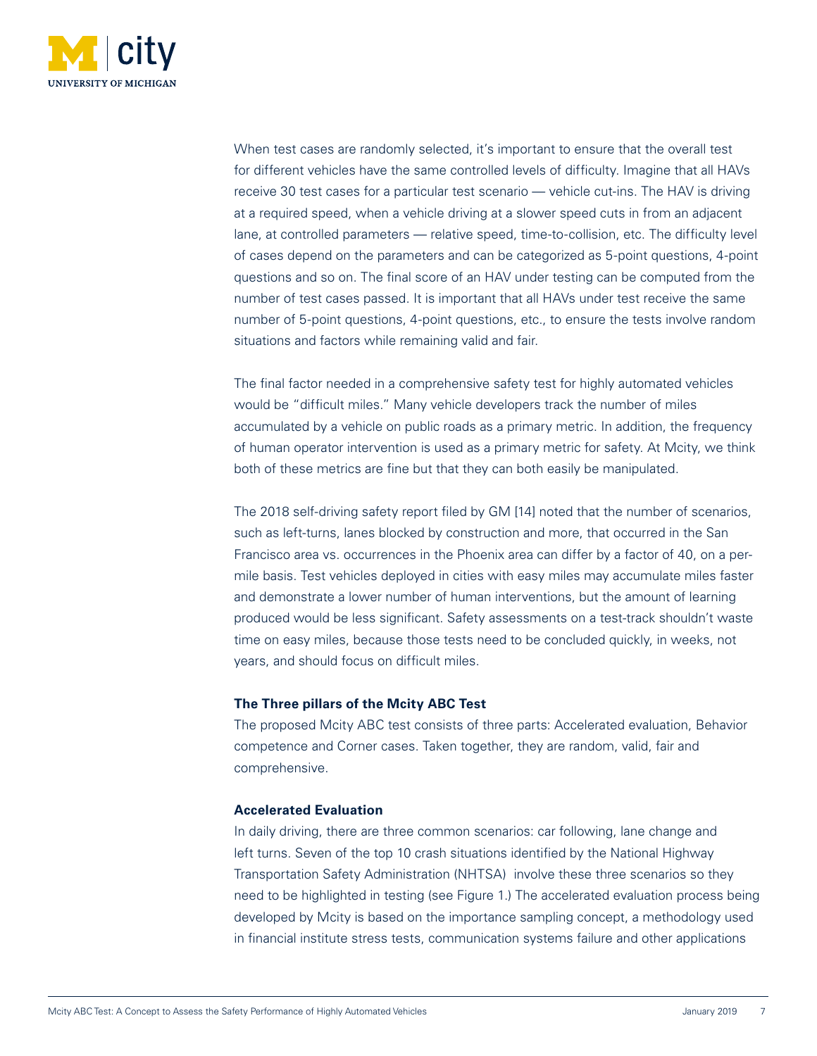When test cases are randomly selected, it's important to ensure that the overall test for different vehicles have the same controlled levels of difficulty. Imagine that all HAVs receive 30 test cases for a particular test scenario — vehicle cut-ins. The HAV is driving at a required speed, when a vehicle driving at a slower speed cuts in from an adjacent lane, at controlled parameters — relative speed, time-to-collision, etc. The difficulty level of cases depend on the parameters and can be categorized as 5-point questions, 4-point questions and so on. The final score of an HAV under testing can be computed from the number of test cases passed. It is important that all HAVs under test receive the same number of 5-point questions, 4-point questions, etc., to ensure the tests involve random situations and factors while remaining valid and fair.

The final factor needed in a comprehensive safety test for highly automated vehicles would be "difficult miles." Many vehicle developers track the number of miles accumulated by a vehicle on public roads as a primary metric. In addition, the frequency of human operator intervention is used as a primary metric for safety. At Mcity, we think both of these metrics are fine but that they can both easily be manipulated.

The 2018 self-driving safety report filed by GM [14] noted that the number of scenarios, such as left-turns, lanes blocked by construction and more, that occurred in the San Francisco area vs. occurrences in the Phoenix area can differ by a factor of 40, on a per-mile basis. Test vehicles deployed in cities with easy miles may accumulate miles faster and demonstrate a lower number of human interventions, but the amount of learning produced would be less significant. Safety assessments on a test-track shouldn't waste time on easy miles, because those tests need to be concluded quickly, in weeks, not years, and should focus on difficult miles.

**The Three pillars of the Mcity ABC Test**

The proposed Mcity ABC test consists of three parts: Accelerated evaluation, Behavior competence and Corner cases. Taken together, they are random, valid, fair and comprehensive.

**Accelerated Evaluation**

In daily driving, there are three common scenarios: car following, lane change and left turns. Seven of the top 10 crash situations identified by the National Highway Transportation Safety Administration (NHTSA) involve these three scenarios so they need to be highlighted in testing (see Figure 1.) The accelerated evaluation process being developed by Mcity is based on the importance sampling concept, a methodology used in financial institute stress tests, communication systems failure and other applications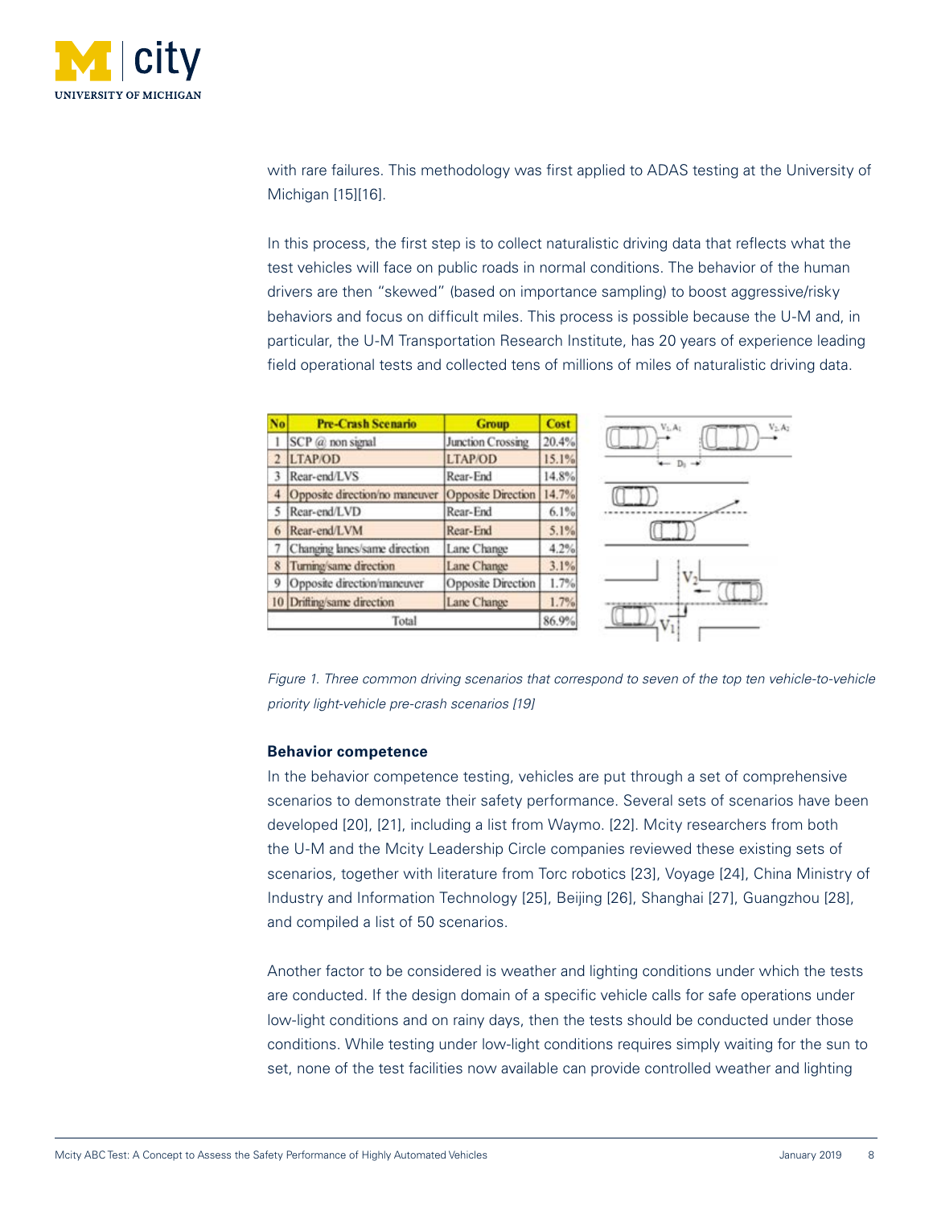with rare failures. This methodology was first applied to ADAS testing at the University of Michigan [15][16].

In this process, the first step is to collect naturalistic driving data that reflects what the test vehicles will face on public roads in normal conditions. The behavior of the human drivers are then "skewed" (based on importance sampling) to boost aggressive/risky behaviors and focus on difficult miles. This process is possible because the U-M and, in particular, the U-M Transportation Research Institute, has 20 years of experience leading field operational tests and collected tens of millions of miles of naturalistic driving data.

| No | Pre-Crash Scenario | Group | Cost |
|---|---|---|---|
| 1 | SCP @ non signal | Junction Crossing | 20.4% |
| 2 | LTAP/OD | LTAP/OD | 15.1% |
| 3 | Rear-end/LVS | Rear-End | 14.8% |
| 4 | Opposite direction/no maneuver | Opposite Direction | 14.7% |
| 5 | Rear-end/LVD | Rear-End | 6.1% |
| 6 | Rear-end/LVM | Rear-End | 5.1% |
| 7 | Changing lanes/same direction | Lane Change | 4.2% |
| 8 | Turning/same direction | Lane Change | 3.1% |
| 9 | Opposite direction/maneuver | Opposite Direction | 1.7% |
| 10 | Drifting/same direction | Lane Change | 1.7% |
| | Total | | 86.9% |

*Figure 1. Three common driving scenarios that correspond to seven of the top ten vehicle-to-vehicle priority light-vehicle pre-crash scenarios [19]*

**Behavior competence**

In the behavior competence testing, vehicles are put through a set of comprehensive scenarios to demonstrate their safety performance. Several sets of scenarios have been developed [20], [21], including a list from Waymo. [22]. Mcity researchers from both the U-M and the Mcity Leadership Circle companies reviewed these existing sets of scenarios, together with literature from Torc robotics [23], Voyage [24], China Ministry of Industry and Information Technology [25], Beijing [26], Shanghai [27], Guangzhou [28], and compiled a list of 50 scenarios.

Another factor to be considered is weather and lighting conditions under which the tests are conducted. If the design domain of a specific vehicle calls for safe operations under low-light conditions and on rainy days, then the tests should be conducted under those conditions. While testing under low-light conditions requires simply waiting for the sun to set, none of the test facilities now available can provide controlled weather and lighting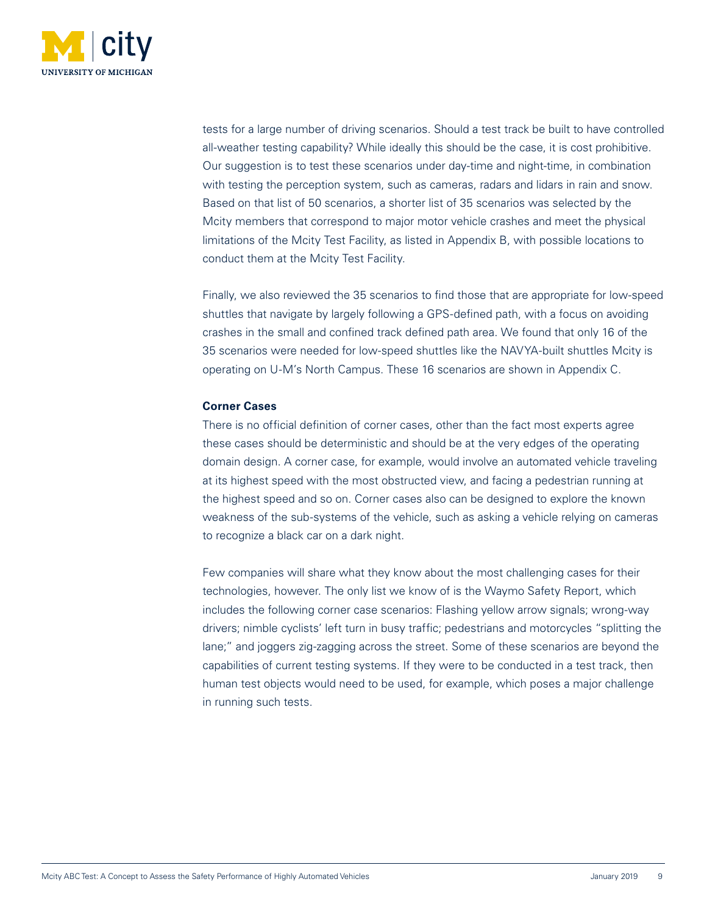tests for a large number of driving scenarios. Should a test track be built to have controlled all-weather testing capability? While ideally this should be the case, it is cost prohibitive. Our suggestion is to test these scenarios under day-time and night-time, in combination with testing the perception system, such as cameras, radars and lidars in rain and snow. Based on that list of 50 scenarios, a shorter list of 35 scenarios was selected by the Mcity members that correspond to major motor vehicle crashes and meet the physical limitations of the Mcity Test Facility, as listed in Appendix B, with possible locations to conduct them at the Mcity Test Facility.

Finally, we also reviewed the 35 scenarios to find those that are appropriate for low-speed shuttles that navigate by largely following a GPS-defined path, with a focus on avoiding crashes in the small and confined track defined path area. We found that only 16 of the 35 scenarios were needed for low-speed shuttles like the NAVYA-built shuttles Mcity is operating on U-M's North Campus. These 16 scenarios are shown in Appendix C.

**Corner Cases**

There is no official definition of corner cases, other than the fact most experts agree these cases should be deterministic and should be at the very edges of the operating domain design. A corner case, for example, would involve an automated vehicle traveling at its highest speed with the most obstructed view, and facing a pedestrian running at the highest speed and so on. Corner cases also can be designed to explore the known weakness of the sub-systems of the vehicle, such as asking a vehicle relying on cameras to recognize a black car on a dark night.

Few companies will share what they know about the most challenging cases for their technologies, however. The only list we know of is the Waymo Safety Report, which includes the following corner case scenarios: Flashing yellow arrow signals; wrong-way drivers; nimble cyclists' left turn in busy traffic; pedestrians and motorcycles "splitting the lane;" and joggers zig-zagging across the street. Some of these scenarios are beyond the capabilities of current testing systems. If they were to be conducted in a test track, then human test objects would need to be used, for example, which poses a major challenge in running such tests.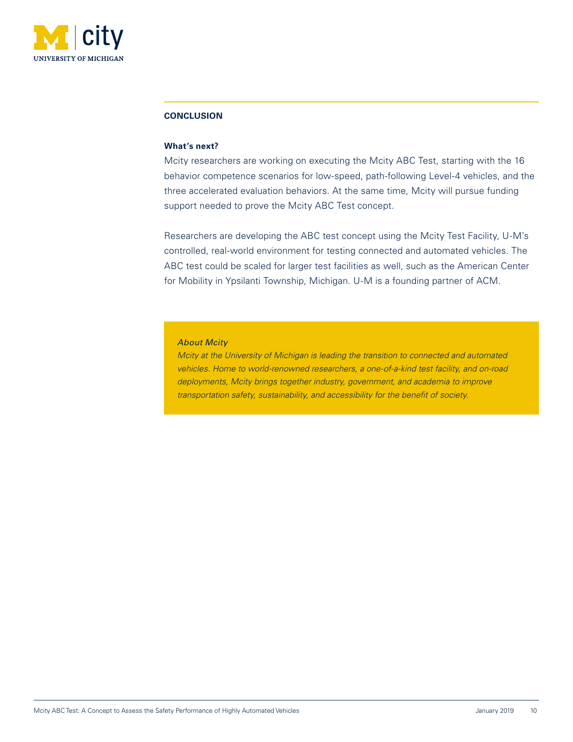## CONCLUSION

### What's next?

Mcity researchers are working on executing the Mcity ABC Test, starting with the 16 behavior competence scenarios for low-speed, path-following Level-4 vehicles, and the three accelerated evaluation behaviors. At the same time, Mcity will pursue funding support needed to prove the Mcity ABC Test concept.

Researchers are developing the ABC test concept using the Mcity Test Facility, U-M's controlled, real-world environment for testing connected and automated vehicles. The ABC test could be scaled for larger test facilities as well, such as the American Center for Mobility in Ypsilanti Township, Michigan. U-M is a founding partner of ACM.

*About Mcity*

*Mcity at the University of Michigan is leading the transition to connected and automated vehicles. Home to world-renowned researchers, a one-of-a-kind test facility, and on-road deployments, Mcity brings together industry, government, and academia to improve transportation safety, sustainability, and accessibility for the benefit of society.*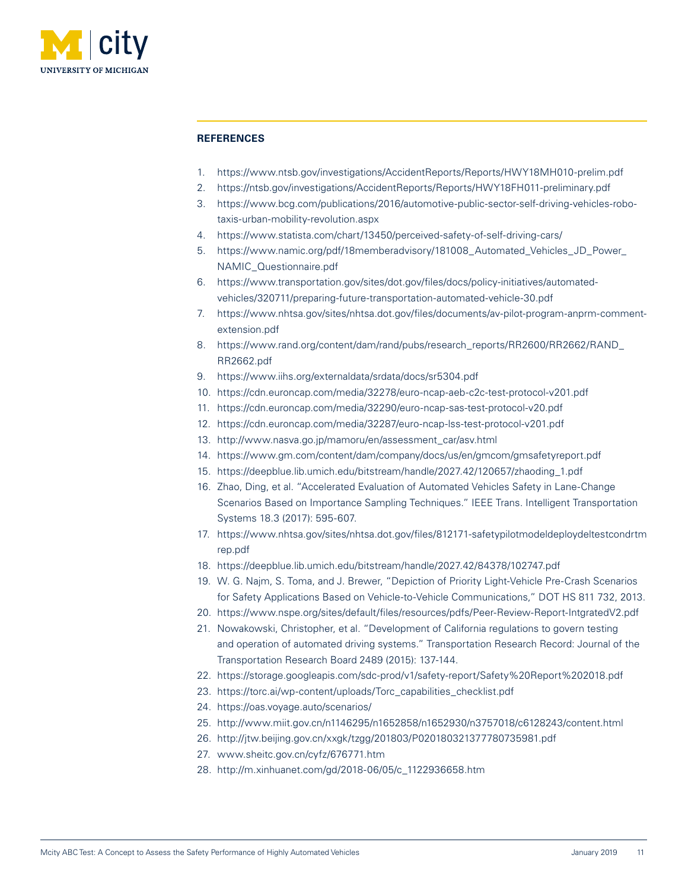## REFERENCES

1. https://www.ntsb.gov/investigations/AccidentReports/Reports/HWY18MH010-prelim.pdf
2. https://ntsb.gov/investigations/AccidentReports/Reports/HWY18FH011-preliminary.pdf
3. https://www.bcg.com/publications/2016/automotive-public-sector-self-driving-vehicles-robo-taxis-urban-mobility-revolution.aspx
4. https://www.statista.com/chart/13450/perceived-safety-of-self-driving-cars/
5. https://www.namic.org/pdf/18memberadvisory/181008_Automated_Vehicles_JD_Power_NAMIC_Questionnaire.pdf
6. https://www.transportation.gov/sites/dot.gov/files/docs/policy-initiatives/automated-vehicles/320711/preparing-future-transportation-automated-vehicle-30.pdf
7. https://www.nhtsa.gov/sites/nhtsa.dot.gov/files/documents/av-pilot-program-anprm-comment-extension.pdf
8. https://www.rand.org/content/dam/rand/pubs/research_reports/RR2600/RR2662/RAND_RR2662.pdf
9. https://www.iihs.org/externaldata/srdata/docs/sr5304.pdf
10. https://cdn.euroncap.com/media/32278/euro-ncap-aeb-c2c-test-protocol-v201.pdf
11. https://cdn.euroncap.com/media/32290/euro-ncap-sas-test-protocol-v20.pdf
12. https://cdn.euroncap.com/media/32287/euro-ncap-lss-test-protocol-v201.pdf
13. http://www.nasva.go.jp/mamoru/en/assessment_car/asv.html
14. https://www.gm.com/content/dam/company/docs/us/en/gmcom/gmsafetyreport.pdf
15. https://deepblue.lib.umich.edu/bitstream/handle/2027.42/120657/zhaoding_1.pdf
16. Zhao, Ding, et al. "Accelerated Evaluation of Automated Vehicles Safety in Lane-Change Scenarios Based on Importance Sampling Techniques." IEEE Trans. Intelligent Transportation Systems 18.3 (2017): 595-607.
17. https://www.nhtsa.gov/sites/nhtsa.dot.gov/files/812171-safetypilotmodeldeploydeltestcondrtmrep.pdf
18. https://deepblue.lib.umich.edu/bitstream/handle/2027.42/84378/102747.pdf
19. W. G. Najm, S. Toma, and J. Brewer, "Depiction of Priority Light-Vehicle Pre-Crash Scenarios for Safety Applications Based on Vehicle-to-Vehicle Communications," DOT HS 811 732, 2013.
20. https://www.nspe.org/sites/default/files/resources/pdfs/Peer-Review-Report-IntgratedV2.pdf
21. Nowakowski, Christopher, et al. "Development of California regulations to govern testing and operation of automated driving systems." Transportation Research Record: Journal of the Transportation Research Board 2489 (2015): 137-144.
22. https://storage.googleapis.com/sdc-prod/v1/safety-report/Safety%20Report%202018.pdf
23. https://torc.ai/wp-content/uploads/Torc_capabilities_checklist.pdf
24. https://oas.voyage.auto/scenarios/
25. http://www.miit.gov.cn/n1146295/n1652858/n1652930/n3757018/c6128243/content.html
26. http://jtw.beijing.gov.cn/xxgk/tzgg/201803/P020180321377780735981.pdf
27. www.sheitc.gov.cn/cyfz/676771.htm
28. http://m.xinhuanet.com/gd/2018-06/05/c_1122936658.htm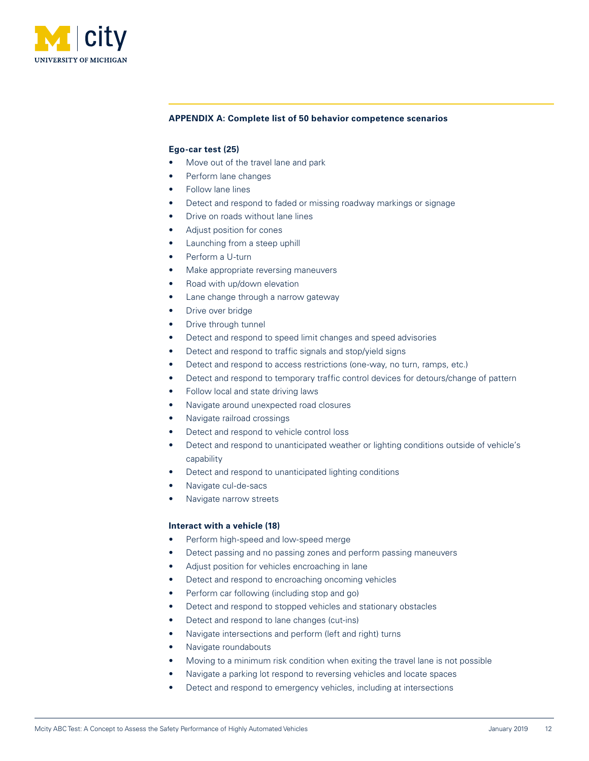## APPENDIX A: Complete list of 50 behavior competence scenarios

**Ego-car test (25)**

- Move out of the travel lane and park
- Perform lane changes
- Follow lane lines
- Detect and respond to faded or missing roadway markings or signage
- Drive on roads without lane lines
- Adjust position for cones
- Launching from a steep uphill
- Perform a U-turn
- Make appropriate reversing maneuvers
- Road with up/down elevation
- Lane change through a narrow gateway
- Drive over bridge
- Drive through tunnel
- Detect and respond to speed limit changes and speed advisories
- Detect and respond to traffic signals and stop/yield signs
- Detect and respond to access restrictions (one-way, no turn, ramps, etc.)
- Detect and respond to temporary traffic control devices for detours/change of pattern
- Follow local and state driving laws
- Navigate around unexpected road closures
- Navigate railroad crossings
- Detect and respond to vehicle control loss
- Detect and respond to unanticipated weather or lighting conditions outside of vehicle's capability
- Detect and respond to unanticipated lighting conditions
- Navigate cul-de-sacs
- Navigate narrow streets

**Interact with a vehicle (18)**

- Perform high-speed and low-speed merge
- Detect passing and no passing zones and perform passing maneuvers
- Adjust position for vehicles encroaching in lane
- Detect and respond to encroaching oncoming vehicles
- Perform car following (including stop and go)
- Detect and respond to stopped vehicles and stationary obstacles
- Detect and respond to lane changes (cut-ins)
- Navigate intersections and perform (left and right) turns
- Navigate roundabouts
- Moving to a minimum risk condition when exiting the travel lane is not possible
- Navigate a parking lot respond to reversing vehicles and locate spaces
- Detect and respond to emergency vehicles, including at intersections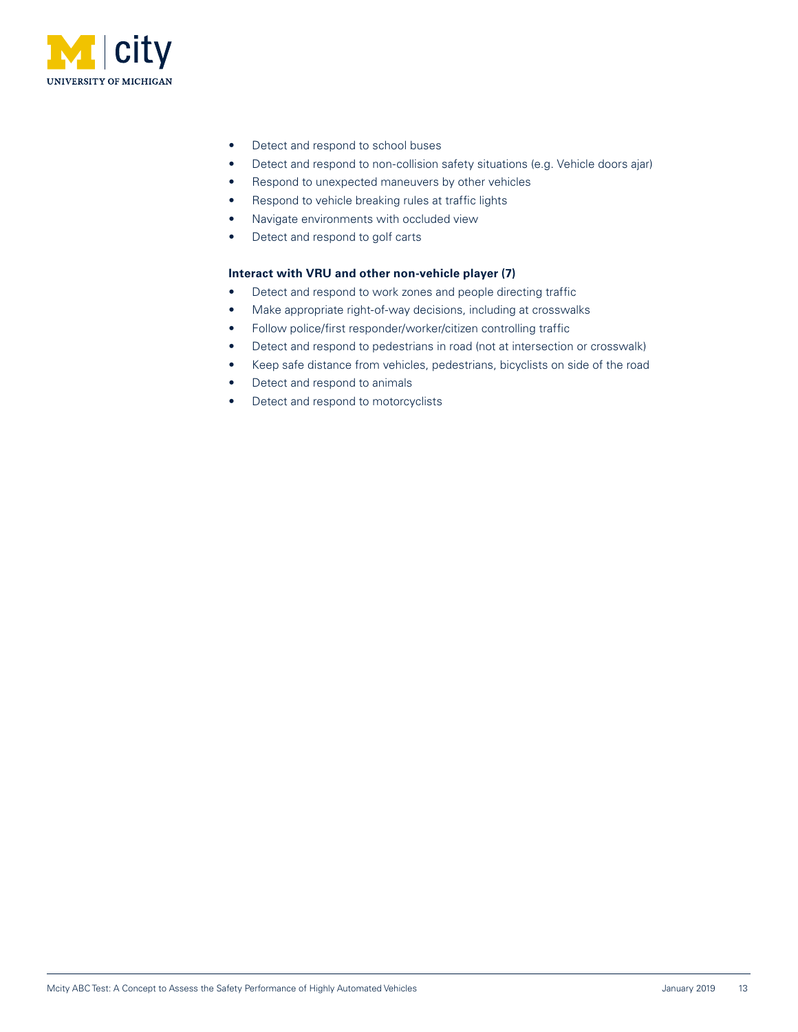- Detect and respond to school buses
- Detect and respond to non-collision safety situations (e.g. Vehicle doors ajar)
- Respond to unexpected maneuvers by other vehicles
- Respond to vehicle breaking rules at traffic lights
- Navigate environments with occluded view
- Detect and respond to golf carts

**Interact with VRU and other non-vehicle player (7)**

- Detect and respond to work zones and people directing traffic
- Make appropriate right-of-way decisions, including at crosswalks
- Follow police/first responder/worker/citizen controlling traffic
- Detect and respond to pedestrians in road (not at intersection or crosswalk)
- Keep safe distance from vehicles, pedestrians, bicyclists on side of the road
- Detect and respond to animals
- Detect and respond to motorcyclists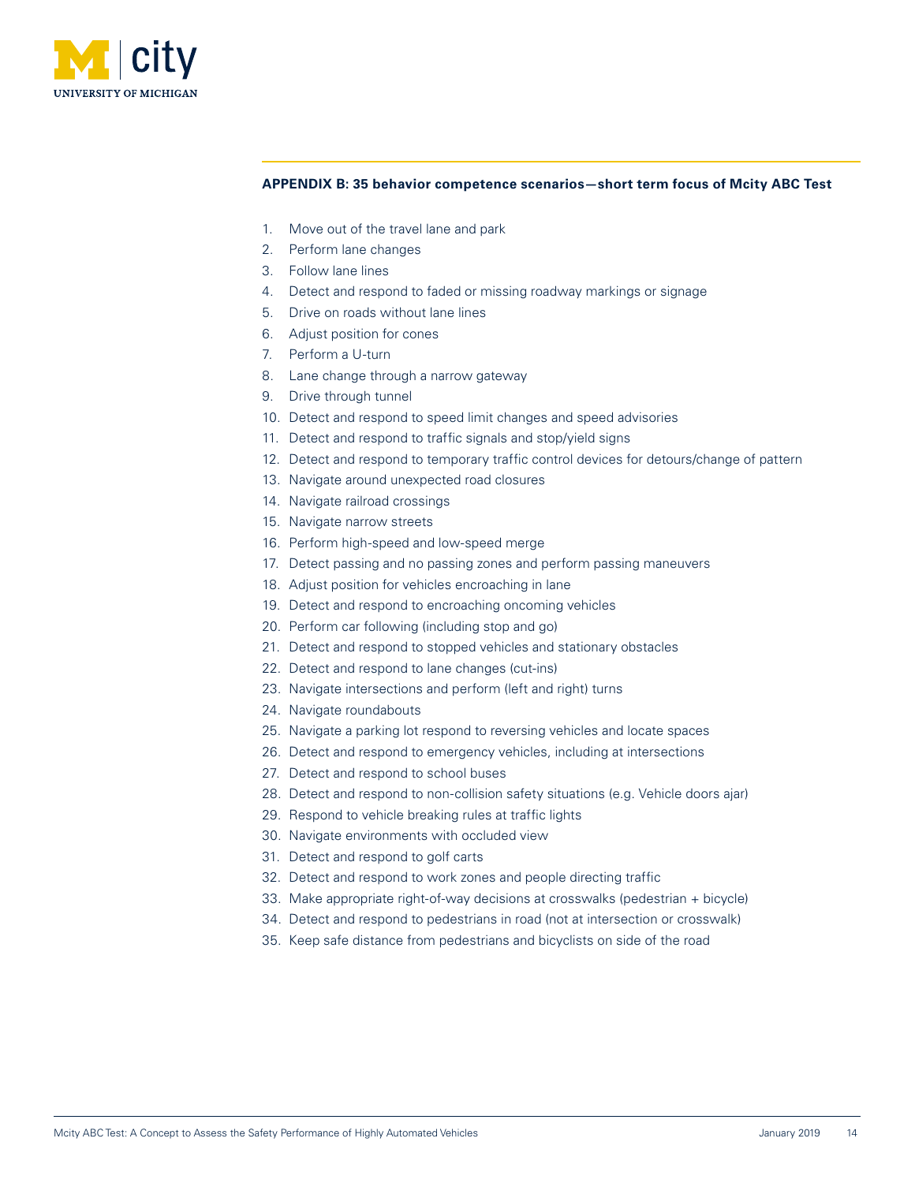## APPENDIX B: 35 behavior competence scenarios—short term focus of Mcity ABC Test

1. Move out of the travel lane and park
2. Perform lane changes
3. Follow lane lines
4. Detect and respond to faded or missing roadway markings or signage
5. Drive on roads without lane lines
6. Adjust position for cones
7. Perform a U-turn
8. Lane change through a narrow gateway
9. Drive through tunnel
10. Detect and respond to speed limit changes and speed advisories
11. Detect and respond to traffic signals and stop/yield signs
12. Detect and respond to temporary traffic control devices for detours/change of pattern
13. Navigate around unexpected road closures
14. Navigate railroad crossings
15. Navigate narrow streets
16. Perform high-speed and low-speed merge
17. Detect passing and no passing zones and perform passing maneuvers
18. Adjust position for vehicles encroaching in lane
19. Detect and respond to encroaching oncoming vehicles
20. Perform car following (including stop and go)
21. Detect and respond to stopped vehicles and stationary obstacles
22. Detect and respond to lane changes (cut-ins)
23. Navigate intersections and perform (left and right) turns
24. Navigate roundabouts
25. Navigate a parking lot respond to reversing vehicles and locate spaces
26. Detect and respond to emergency vehicles, including at intersections
27. Detect and respond to school buses
28. Detect and respond to non-collision safety situations (e.g. Vehicle doors ajar)
29. Respond to vehicle breaking rules at traffic lights
30. Navigate environments with occluded view
31. Detect and respond to golf carts
32. Detect and respond to work zones and people directing traffic
33. Make appropriate right-of-way decisions at crosswalks (pedestrian + bicycle)
34. Detect and respond to pedestrians in road (not at intersection or crosswalk)
35. Keep safe distance from pedestrians and bicyclists on side of the road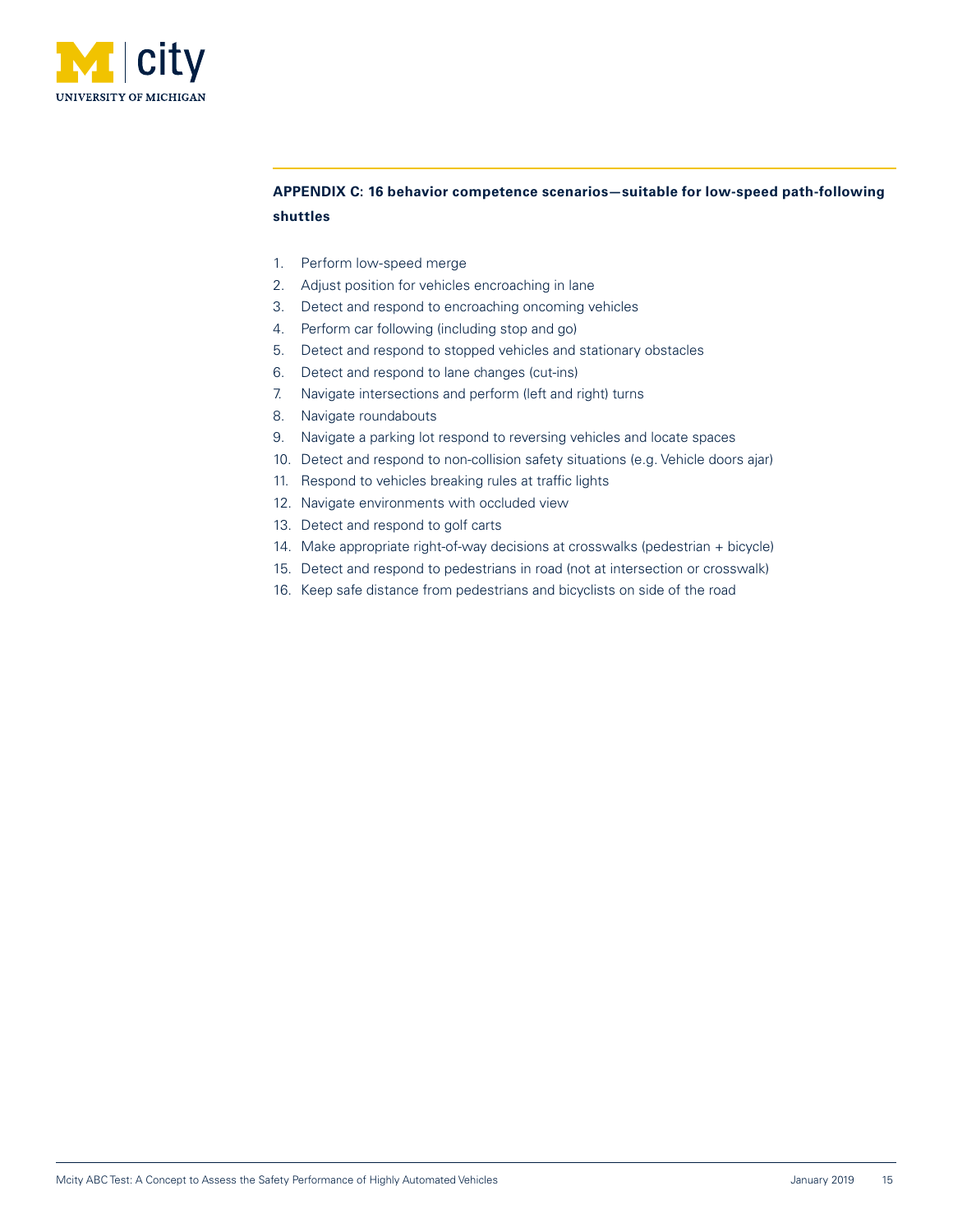## APPENDIX C: 16 behavior competence scenarios—suitable for low-speed path-following shuttles

1. Perform low-speed merge
2. Adjust position for vehicles encroaching in lane
3. Detect and respond to encroaching oncoming vehicles
4. Perform car following (including stop and go)
5. Detect and respond to stopped vehicles and stationary obstacles
6. Detect and respond to lane changes (cut-ins)
7. Navigate intersections and perform (left and right) turns
8. Navigate roundabouts
9. Navigate a parking lot respond to reversing vehicles and locate spaces
10. Detect and respond to non-collision safety situations (e.g. Vehicle doors ajar)
11. Respond to vehicles breaking rules at traffic lights
12. Navigate environments with occluded view
13. Detect and respond to golf carts
14. Make appropriate right-of-way decisions at crosswalks (pedestrian + bicycle)
15. Detect and respond to pedestrians in road (not at intersection or crosswalk)
16. Keep safe distance from pedestrians and bicyclists on side of the road